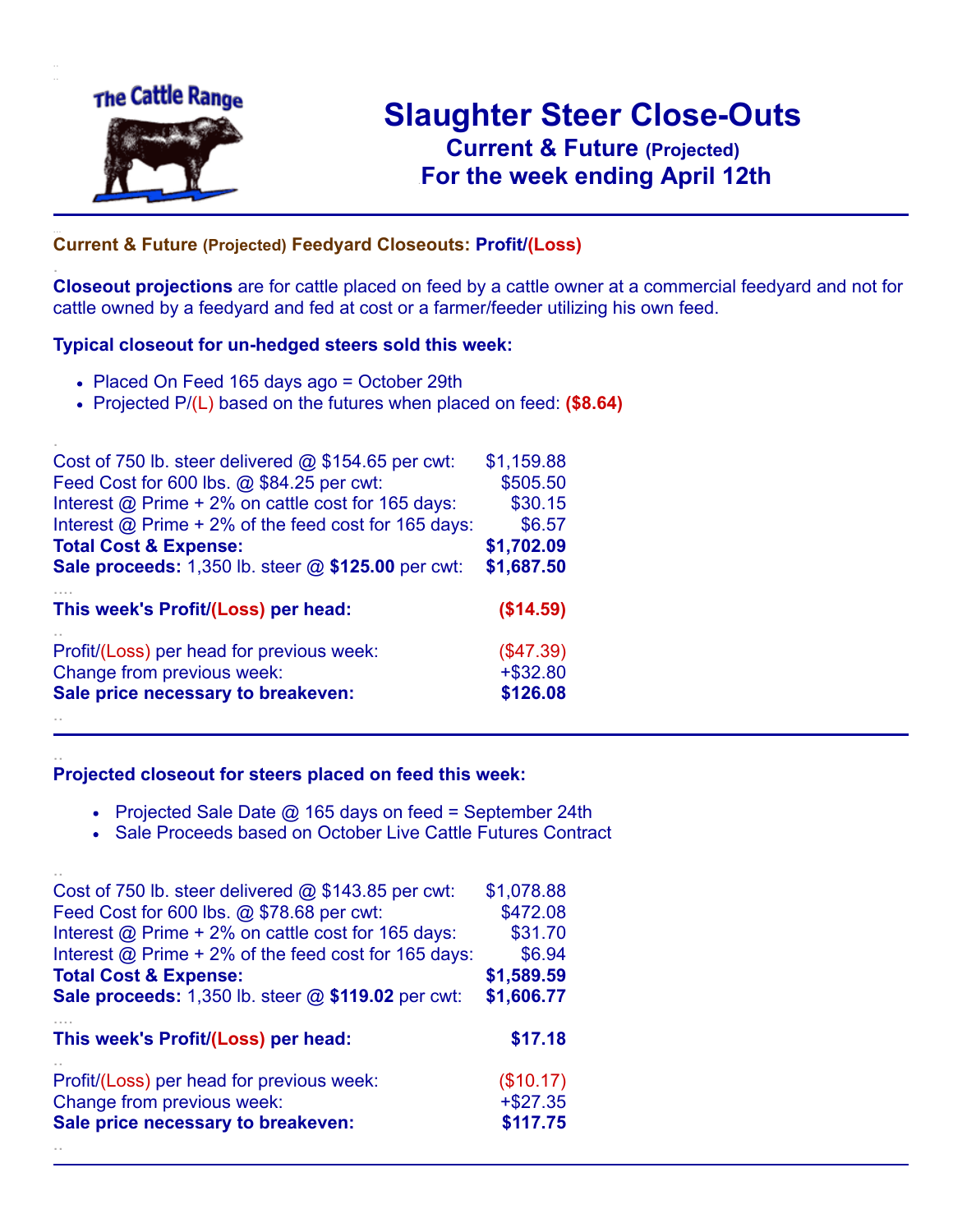The Cattle Range

# Slaughter Steer Close-Outs

## Current & Future (Projected)
## For the week ending April 12th

### Current & Future (Projected) Feedyard Closeouts: Profit/(Loss)

**Closeout projections** are for cattle placed on feed by a cattle owner at a commercial feedyard and not for cattle owned by a feedyard and fed at cost or a farmer/feeder utilizing his own feed.

**Typical closeout for un-hedged steers sold this week:**

- Placed On Feed 165 days ago = October 29th
- Projected P/(L) based on the futures when placed on feed: **($8.64)**

| | |
|---|---|
| Cost of 750 lb. steer delivered @ $154.65 per cwt: | $1,159.88 |
| Feed Cost for 600 lbs. @ $84.25 per cwt: | $505.50 |
| Interest @ Prime + 2% on cattle cost for 165 days: | $30.15 |
| Interest @ Prime + 2% of the feed cost for 165 days: | $6.57 |
| **Total Cost & Expense:** | **$1,702.09** |
| **Sale proceeds:** 1,350 lb. steer @ **$125.00** per cwt: | **$1,687.50** |
| **This week's Profit/(Loss) per head:** | **($14.59)** |
| Profit/(Loss) per head for previous week: | ($47.39) |
| Change from previous week: | +$32.80 |
| **Sale price necessary to breakeven:** | **$126.08** |

**Projected closeout for steers placed on feed this week:**

- Projected Sale Date @ 165 days on feed = September 24th
- Sale Proceeds based on October Live Cattle Futures Contract

| | |
|---|---|
| Cost of 750 lb. steer delivered @ $143.85 per cwt: | $1,078.88 |
| Feed Cost for 600 lbs. @ $78.68 per cwt: | $472.08 |
| Interest @ Prime + 2% on cattle cost for 165 days: | $31.70 |
| Interest @ Prime + 2% of the feed cost for 165 days: | $6.94 |
| **Total Cost & Expense:** | **$1,589.59** |
| **Sale proceeds:** 1,350 lb. steer @ **$119.02** per cwt: | **$1,606.77** |
| **This week's Profit/(Loss) per head:** | **$17.18** |
| Profit/(Loss) per head for previous week: | ($10.17) |
| Change from previous week: | +$27.35 |
| **Sale price necessary to breakeven:** | **$117.75** |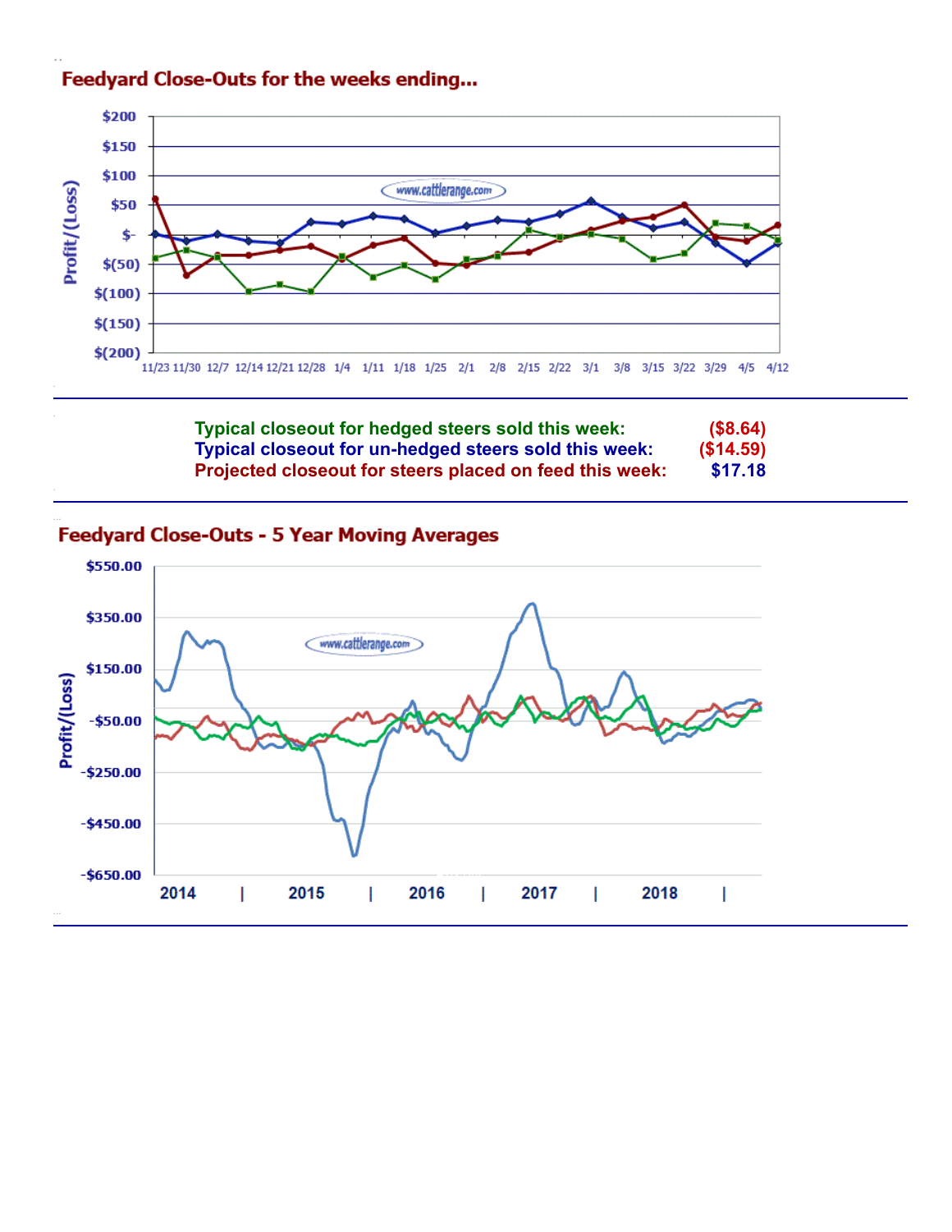## Feedyard Close-Outs for the weeks ending...

Profit/(Loss)

$200
$150
$100
$50
$-
$(50)
$(100)
$(150)
$(200)

11/23 11/30 12/7 12/14 12/21 12/28 1/4 1/11 1/18 1/25 2/1 2/8 2/15 2/22 3/1 3/8 3/15 3/22 3/29 4/5 4/12

www.cattlerange.com

---

| | |
|---|---|
| Typical closeout for hedged steers sold this week: | ($8.64) |
| Typical closeout for un-hedged steers sold this week: | ($14.59) |
| Projected closeout for steers placed on feed this week: | $17.18 |

---

## Feedyard Close-Outs - 5 Year Moving Averages

Profit/(Loss)

$550.00
$350.00
$150.00
-$50.00
-$250.00
-$450.00
-$650.00

2014 | 2015 | 2016 | 2017 | 2018 |

www.cattlerange.com